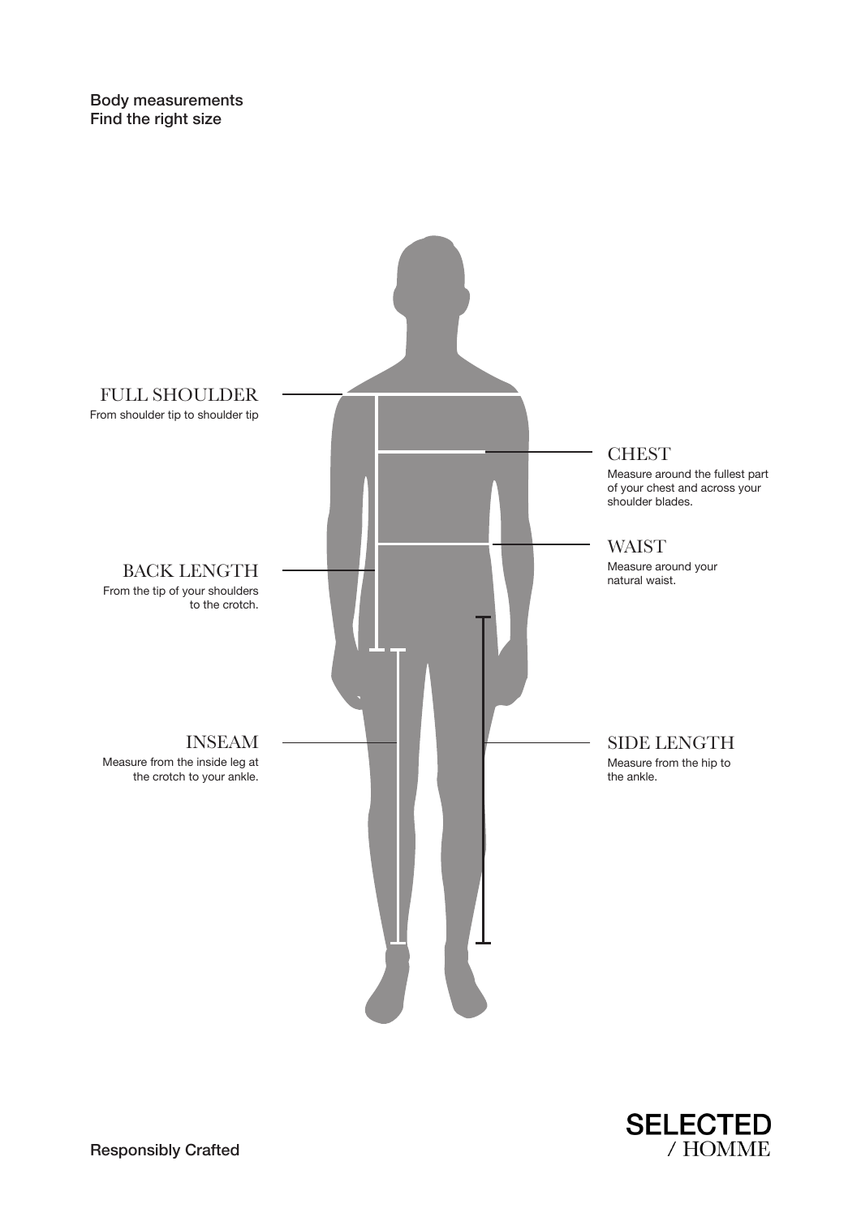**Body measurements**
**Find the right size**

FULL SHOULDER
From shoulder tip to shoulder tip

CHEST
Measure around the fullest part of your chest and across your shoulder blades.

WAIST
Measure around your natural waist.

BACK LENGTH
From the tip of your shoulders to the crotch.

INSEAM
Measure from the inside leg at the crotch to your ankle.

SIDE LENGTH
Measure from the hip to the ankle.

Responsibly Crafted

SELECTED / HOMME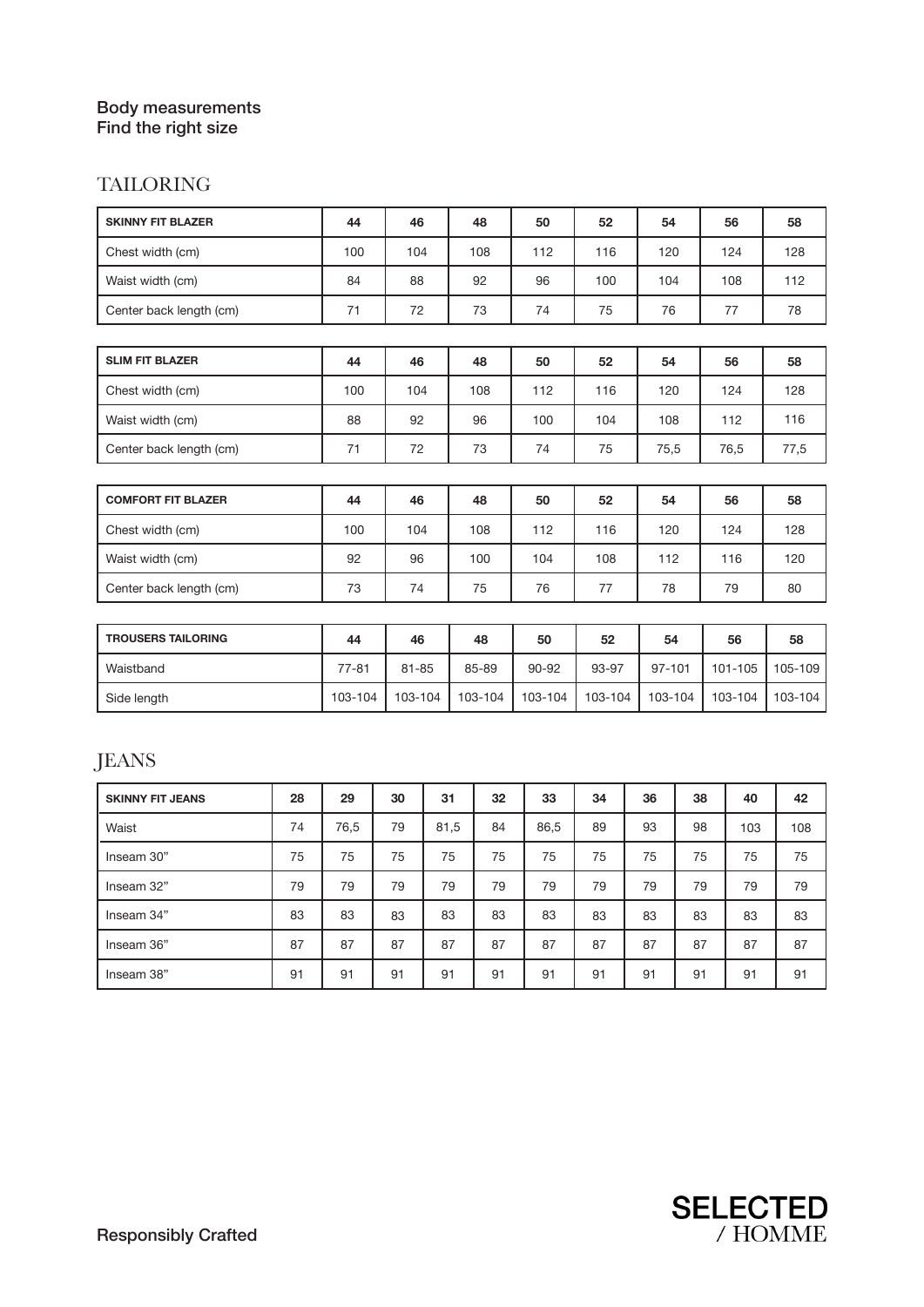**Body measurements**
**Find the right size**

## TAILORING

| SKINNY FIT BLAZER | 44 | 46 | 48 | 50 | 52 | 54 | 56 | 58 |
|---|---|---|---|---|---|---|---|---|
| Chest width (cm) | 100 | 104 | 108 | 112 | 116 | 120 | 124 | 128 |
| Waist width (cm) | 84 | 88 | 92 | 96 | 100 | 104 | 108 | 112 |
| Center back length (cm) | 71 | 72 | 73 | 74 | 75 | 76 | 77 | 78 |

| SLIM FIT BLAZER | 44 | 46 | 48 | 50 | 52 | 54 | 56 | 58 |
|---|---|---|---|---|---|---|---|---|
| Chest width (cm) | 100 | 104 | 108 | 112 | 116 | 120 | 124 | 128 |
| Waist width (cm) | 88 | 92 | 96 | 100 | 104 | 108 | 112 | 116 |
| Center back length (cm) | 71 | 72 | 73 | 74 | 75 | 75,5 | 76,5 | 77,5 |

| COMFORT FIT BLAZER | 44 | 46 | 48 | 50 | 52 | 54 | 56 | 58 |
|---|---|---|---|---|---|---|---|---|
| Chest width (cm) | 100 | 104 | 108 | 112 | 116 | 120 | 124 | 128 |
| Waist width (cm) | 92 | 96 | 100 | 104 | 108 | 112 | 116 | 120 |
| Center back length (cm) | 73 | 74 | 75 | 76 | 77 | 78 | 79 | 80 |

| TROUSERS TAILORING | 44 | 46 | 48 | 50 | 52 | 54 | 56 | 58 |
|---|---|---|---|---|---|---|---|---|
| Waistband | 77-81 | 81-85 | 85-89 | 90-92 | 93-97 | 97-101 | 101-105 | 105-109 |
| Side length | 103-104 | 103-104 | 103-104 | 103-104 | 103-104 | 103-104 | 103-104 | 103-104 |

## JEANS

| SKINNY FIT JEANS | 28 | 29 | 30 | 31 | 32 | 33 | 34 | 36 | 38 | 40 | 42 |
|---|---|---|---|---|---|---|---|---|---|---|---|
| Waist | 74 | 76,5 | 79 | 81,5 | 84 | 86,5 | 89 | 93 | 98 | 103 | 108 |
| Inseam 30” | 75 | 75 | 75 | 75 | 75 | 75 | 75 | 75 | 75 | 75 | 75 |
| Inseam 32” | 79 | 79 | 79 | 79 | 79 | 79 | 79 | 79 | 79 | 79 | 79 |
| Inseam 34” | 83 | 83 | 83 | 83 | 83 | 83 | 83 | 83 | 83 | 83 | 83 |
| Inseam 36” | 87 | 87 | 87 | 87 | 87 | 87 | 87 | 87 | 87 | 87 | 87 |
| Inseam 38” | 91 | 91 | 91 | 91 | 91 | 91 | 91 | 91 | 91 | 91 | 91 |

**Responsibly Crafted**

SELECTED / HOMME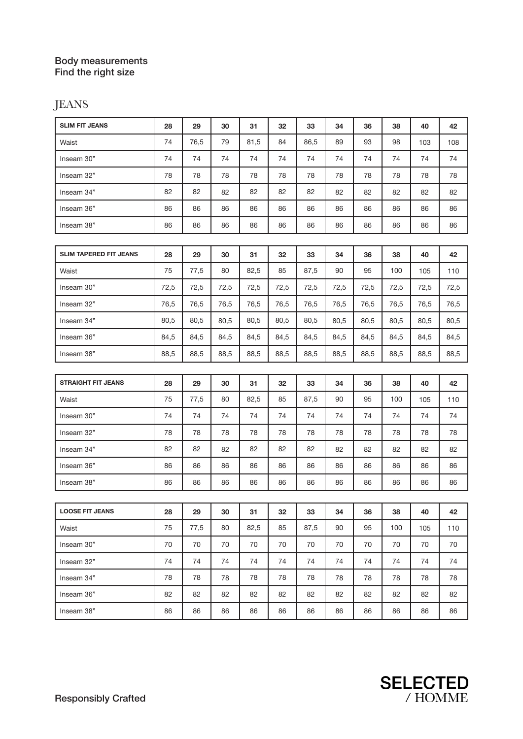**Body measurements**
**Find the right size**

# JEANS

| SLIM FIT JEANS | 28 | 29 | 30 | 31 | 32 | 33 | 34 | 36 | 38 | 40 | 42 |
|---|---|---|---|---|---|---|---|---|---|---|---|
| Waist | 74 | 76,5 | 79 | 81,5 | 84 | 86,5 | 89 | 93 | 98 | 103 | 108 |
| Inseam 30” | 74 | 74 | 74 | 74 | 74 | 74 | 74 | 74 | 74 | 74 | 74 |
| Inseam 32” | 78 | 78 | 78 | 78 | 78 | 78 | 78 | 78 | 78 | 78 | 78 |
| Inseam 34” | 82 | 82 | 82 | 82 | 82 | 82 | 82 | 82 | 82 | 82 | 82 |
| Inseam 36” | 86 | 86 | 86 | 86 | 86 | 86 | 86 | 86 | 86 | 86 | 86 |
| Inseam 38” | 86 | 86 | 86 | 86 | 86 | 86 | 86 | 86 | 86 | 86 | 86 |

| SLIM TAPERED FIT JEANS | 28 | 29 | 30 | 31 | 32 | 33 | 34 | 36 | 38 | 40 | 42 |
|---|---|---|---|---|---|---|---|---|---|---|---|
| Waist | 75 | 77,5 | 80 | 82,5 | 85 | 87,5 | 90 | 95 | 100 | 105 | 110 |
| Inseam 30” | 72,5 | 72,5 | 72,5 | 72,5 | 72,5 | 72,5 | 72,5 | 72,5 | 72,5 | 72,5 | 72,5 |
| Inseam 32” | 76,5 | 76,5 | 76,5 | 76,5 | 76,5 | 76,5 | 76,5 | 76,5 | 76,5 | 76,5 | 76,5 |
| Inseam 34” | 80,5 | 80,5 | 80,5 | 80,5 | 80,5 | 80,5 | 80,5 | 80,5 | 80,5 | 80,5 | 80,5 |
| Inseam 36” | 84,5 | 84,5 | 84,5 | 84,5 | 84,5 | 84,5 | 84,5 | 84,5 | 84,5 | 84,5 | 84,5 |
| Inseam 38” | 88,5 | 88,5 | 88,5 | 88,5 | 88,5 | 88,5 | 88,5 | 88,5 | 88,5 | 88,5 | 88,5 |

| STRAIGHT FIT JEANS | 28 | 29 | 30 | 31 | 32 | 33 | 34 | 36 | 38 | 40 | 42 |
|---|---|---|---|---|---|---|---|---|---|---|---|
| Waist | 75 | 77,5 | 80 | 82,5 | 85 | 87,5 | 90 | 95 | 100 | 105 | 110 |
| Inseam 30” | 74 | 74 | 74 | 74 | 74 | 74 | 74 | 74 | 74 | 74 | 74 |
| Inseam 32” | 78 | 78 | 78 | 78 | 78 | 78 | 78 | 78 | 78 | 78 | 78 |
| Inseam 34” | 82 | 82 | 82 | 82 | 82 | 82 | 82 | 82 | 82 | 82 | 82 |
| Inseam 36” | 86 | 86 | 86 | 86 | 86 | 86 | 86 | 86 | 86 | 86 | 86 |
| Inseam 38” | 86 | 86 | 86 | 86 | 86 | 86 | 86 | 86 | 86 | 86 | 86 |

| LOOSE FIT JEANS | 28 | 29 | 30 | 31 | 32 | 33 | 34 | 36 | 38 | 40 | 42 |
|---|---|---|---|---|---|---|---|---|---|---|---|
| Waist | 75 | 77,5 | 80 | 82,5 | 85 | 87,5 | 90 | 95 | 100 | 105 | 110 |
| Inseam 30” | 70 | 70 | 70 | 70 | 70 | 70 | 70 | 70 | 70 | 70 | 70 |
| Inseam 32” | 74 | 74 | 74 | 74 | 74 | 74 | 74 | 74 | 74 | 74 | 74 |
| Inseam 34” | 78 | 78 | 78 | 78 | 78 | 78 | 78 | 78 | 78 | 78 | 78 |
| Inseam 36” | 82 | 82 | 82 | 82 | 82 | 82 | 82 | 82 | 82 | 82 | 82 |
| Inseam 38” | 86 | 86 | 86 | 86 | 86 | 86 | 86 | 86 | 86 | 86 | 86 |

**Responsibly Crafted**

**SELECTED**
/ HOMME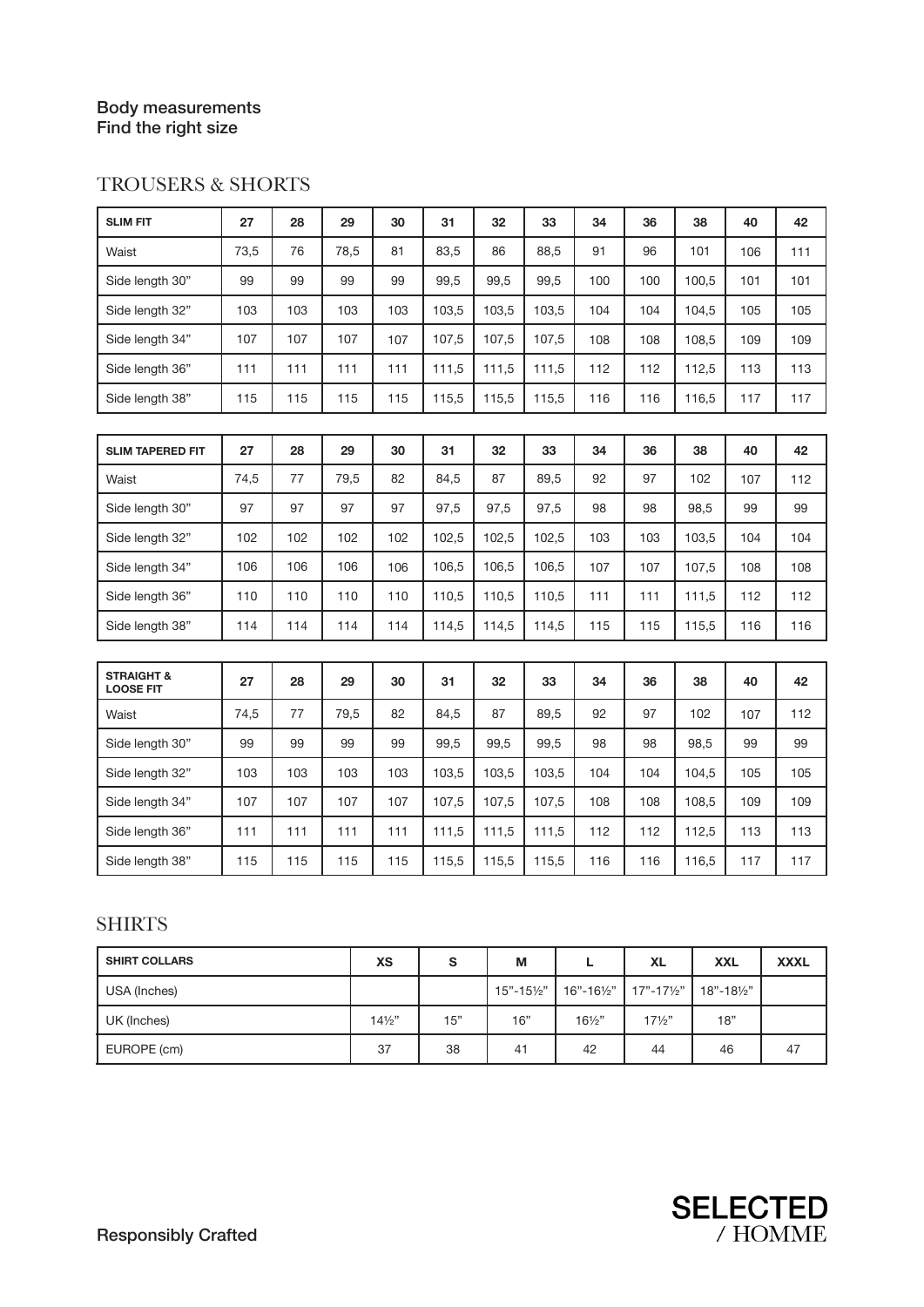**Body measurements**
**Find the right size**

## TROUSERS & SHORTS

| SLIM FIT | 27 | 28 | 29 | 30 | 31 | 32 | 33 | 34 | 36 | 38 | 40 | 42 |
|---|---|---|---|---|---|---|---|---|---|---|---|---|
| Waist | 73,5 | 76 | 78,5 | 81 | 83,5 | 86 | 88,5 | 91 | 96 | 101 | 106 | 111 |
| Side length 30" | 99 | 99 | 99 | 99 | 99,5 | 99,5 | 99,5 | 100 | 100 | 100,5 | 101 | 101 |
| Side length 32" | 103 | 103 | 103 | 103 | 103,5 | 103,5 | 103,5 | 104 | 104 | 104,5 | 105 | 105 |
| Side length 34" | 107 | 107 | 107 | 107 | 107,5 | 107,5 | 107,5 | 108 | 108 | 108,5 | 109 | 109 |
| Side length 36" | 111 | 111 | 111 | 111 | 111,5 | 111,5 | 111,5 | 112 | 112 | 112,5 | 113 | 113 |
| Side length 38" | 115 | 115 | 115 | 115 | 115,5 | 115,5 | 115,5 | 116 | 116 | 116,5 | 117 | 117 |

| SLIM TAPERED FIT | 27 | 28 | 29 | 30 | 31 | 32 | 33 | 34 | 36 | 38 | 40 | 42 |
|---|---|---|---|---|---|---|---|---|---|---|---|---|
| Waist | 74,5 | 77 | 79,5 | 82 | 84,5 | 87 | 89,5 | 92 | 97 | 102 | 107 | 112 |
| Side length 30" | 97 | 97 | 97 | 97 | 97,5 | 97,5 | 97,5 | 98 | 98 | 98,5 | 99 | 99 |
| Side length 32" | 102 | 102 | 102 | 102 | 102,5 | 102,5 | 102,5 | 103 | 103 | 103,5 | 104 | 104 |
| Side length 34" | 106 | 106 | 106 | 106 | 106,5 | 106,5 | 106,5 | 107 | 107 | 107,5 | 108 | 108 |
| Side length 36" | 110 | 110 | 110 | 110 | 110,5 | 110,5 | 110,5 | 111 | 111 | 111,5 | 112 | 112 |
| Side length 38" | 114 | 114 | 114 | 114 | 114,5 | 114,5 | 114,5 | 115 | 115 | 115,5 | 116 | 116 |

| STRAIGHT & LOOSE FIT | 27 | 28 | 29 | 30 | 31 | 32 | 33 | 34 | 36 | 38 | 40 | 42 |
|---|---|---|---|---|---|---|---|---|---|---|---|---|
| Waist | 74,5 | 77 | 79,5 | 82 | 84,5 | 87 | 89,5 | 92 | 97 | 102 | 107 | 112 |
| Side length 30" | 99 | 99 | 99 | 99 | 99,5 | 99,5 | 99,5 | 98 | 98 | 98,5 | 99 | 99 |
| Side length 32" | 103 | 103 | 103 | 103 | 103,5 | 103,5 | 103,5 | 104 | 104 | 104,5 | 105 | 105 |
| Side length 34" | 107 | 107 | 107 | 107 | 107,5 | 107,5 | 107,5 | 108 | 108 | 108,5 | 109 | 109 |
| Side length 36" | 111 | 111 | 111 | 111 | 111,5 | 111,5 | 111,5 | 112 | 112 | 112,5 | 113 | 113 |
| Side length 38" | 115 | 115 | 115 | 115 | 115,5 | 115,5 | 115,5 | 116 | 116 | 116,5 | 117 | 117 |

## SHIRTS

| SHIRT COLLARS | XS | S | M | L | XL | XXL | XXXL |
|---|---|---|---|---|---|---|---|
| USA (Inches) | | | 15"-15½" | 16"-16½" | 17"-17½" | 18"-18½" | |
| UK (Inches) | 14½" | 15" | 16" | 16½" | 17½" | 18" | |
| EUROPE (cm) | 37 | 38 | 41 | 42 | 44 | 46 | 47 |

Responsibly Crafted

SELECTED / HOMME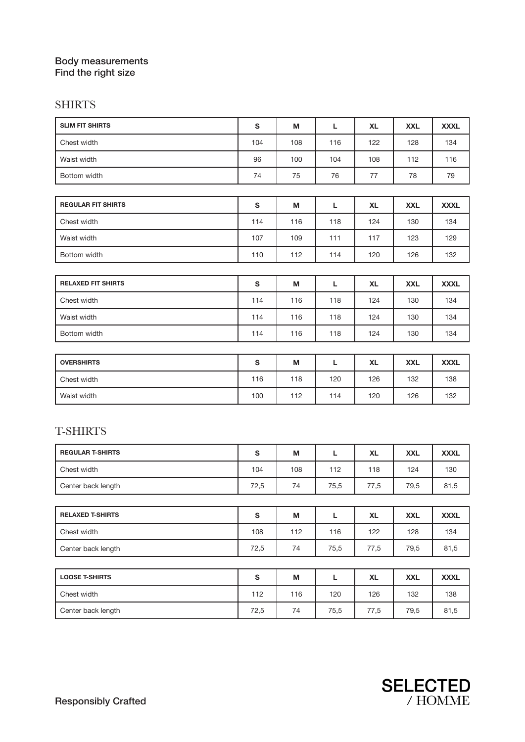**Body measurements**
**Find the right size**

## SHIRTS

| SLIM FIT SHIRTS | S | M | L | XL | XXL | XXXL |
|---|---|---|---|---|---|---|
| Chest width | 104 | 108 | 116 | 122 | 128 | 134 |
| Waist width | 96 | 100 | 104 | 108 | 112 | 116 |
| Bottom width | 74 | 75 | 76 | 77 | 78 | 79 |

| REGULAR FIT SHIRTS | S | M | L | XL | XXL | XXXL |
|---|---|---|---|---|---|---|
| Chest width | 114 | 116 | 118 | 124 | 130 | 134 |
| Waist width | 107 | 109 | 111 | 117 | 123 | 129 |
| Bottom width | 110 | 112 | 114 | 120 | 126 | 132 |

| RELAXED FIT SHIRTS | S | M | L | XL | XXL | XXXL |
|---|---|---|---|---|---|---|
| Chest width | 114 | 116 | 118 | 124 | 130 | 134 |
| Waist width | 114 | 116 | 118 | 124 | 130 | 134 |
| Bottom width | 114 | 116 | 118 | 124 | 130 | 134 |

| OVERSHIRTS | S | M | L | XL | XXL | XXXL |
|---|---|---|---|---|---|---|
| Chest width | 116 | 118 | 120 | 126 | 132 | 138 |
| Waist width | 100 | 112 | 114 | 120 | 126 | 132 |

## T-SHIRTS

| REGULAR T-SHIRTS | S | M | L | XL | XXL | XXXL |
|---|---|---|---|---|---|---|
| Chest width | 104 | 108 | 112 | 118 | 124 | 130 |
| Center back length | 72,5 | 74 | 75,5 | 77,5 | 79,5 | 81,5 |

| RELAXED T-SHIRTS | S | M | L | XL | XXL | XXXL |
|---|---|---|---|---|---|---|
| Chest width | 108 | 112 | 116 | 122 | 128 | 134 |
| Center back length | 72,5 | 74 | 75,5 | 77,5 | 79,5 | 81,5 |

| LOOSE T-SHIRTS | S | M | L | XL | XXL | XXXL |
|---|---|---|---|---|---|---|
| Chest width | 112 | 116 | 120 | 126 | 132 | 138 |
| Center back length | 72,5 | 74 | 75,5 | 77,5 | 79,5 | 81,5 |

Responsibly Crafted

SELECTED / HOMME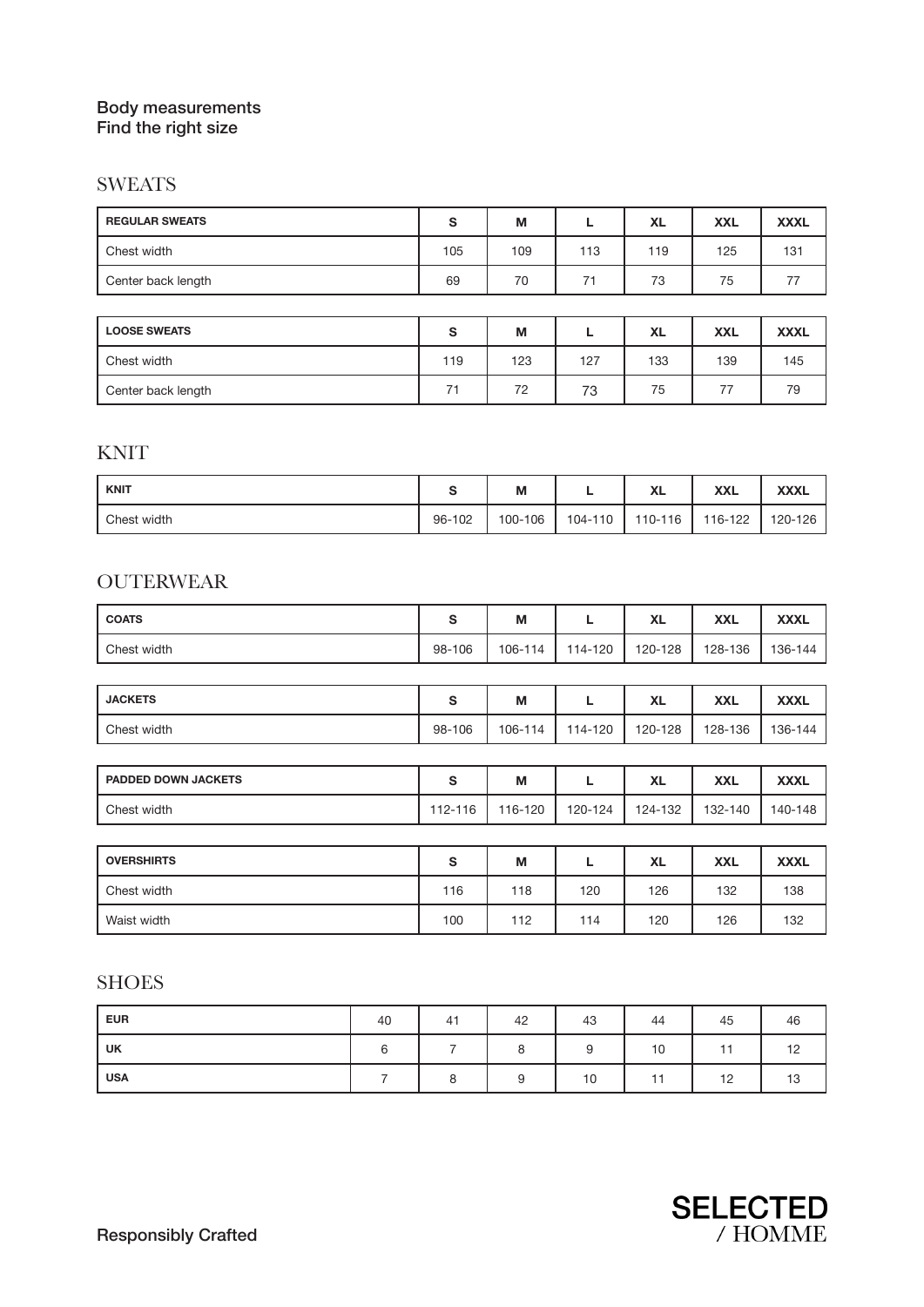**Body measurements**
**Find the right size**

## SWEATS

| REGULAR SWEATS | S | M | L | XL | XXL | XXXL |
|---|---|---|---|---|---|---|
| Chest width | 105 | 109 | 113 | 119 | 125 | 131 |
| Center back length | 69 | 70 | 71 | 73 | 75 | 77 |

| LOOSE SWEATS | S | M | L | XL | XXL | XXXL |
|---|---|---|---|---|---|---|
| Chest width | 119 | 123 | 127 | 133 | 139 | 145 |
| Center back length | 71 | 72 | 73 | 75 | 77 | 79 |

## KNIT

| KNIT | S | M | L | XL | XXL | XXXL |
|---|---|---|---|---|---|---|
| Chest width | 96-102 | 100-106 | 104-110 | 110-116 | 116-122 | 120-126 |

## OUTERWEAR

| COATS | S | M | L | XL | XXL | XXXL |
|---|---|---|---|---|---|---|
| Chest width | 98-106 | 106-114 | 114-120 | 120-128 | 128-136 | 136-144 |

| JACKETS | S | M | L | XL | XXL | XXXL |
|---|---|---|---|---|---|---|
| Chest width | 98-106 | 106-114 | 114-120 | 120-128 | 128-136 | 136-144 |

| PADDED DOWN JACKETS | S | M | L | XL | XXL | XXXL |
|---|---|---|---|---|---|---|
| Chest width | 112-116 | 116-120 | 120-124 | 124-132 | 132-140 | 140-148 |

| OVERSHIRTS | S | M | L | XL | XXL | XXXL |
|---|---|---|---|---|---|---|
| Chest width | 116 | 118 | 120 | 126 | 132 | 138 |
| Waist width | 100 | 112 | 114 | 120 | 126 | 132 |

## SHOES

| EUR | 40 | 41 | 42 | 43 | 44 | 45 | 46 |
|---|---|---|---|---|---|---|---|
| UK | 6 | 7 | 8 | 9 | 10 | 11 | 12 |
| USA | 7 | 8 | 9 | 10 | 11 | 12 | 13 |

Responsibly Crafted

SELECTED / HOMME